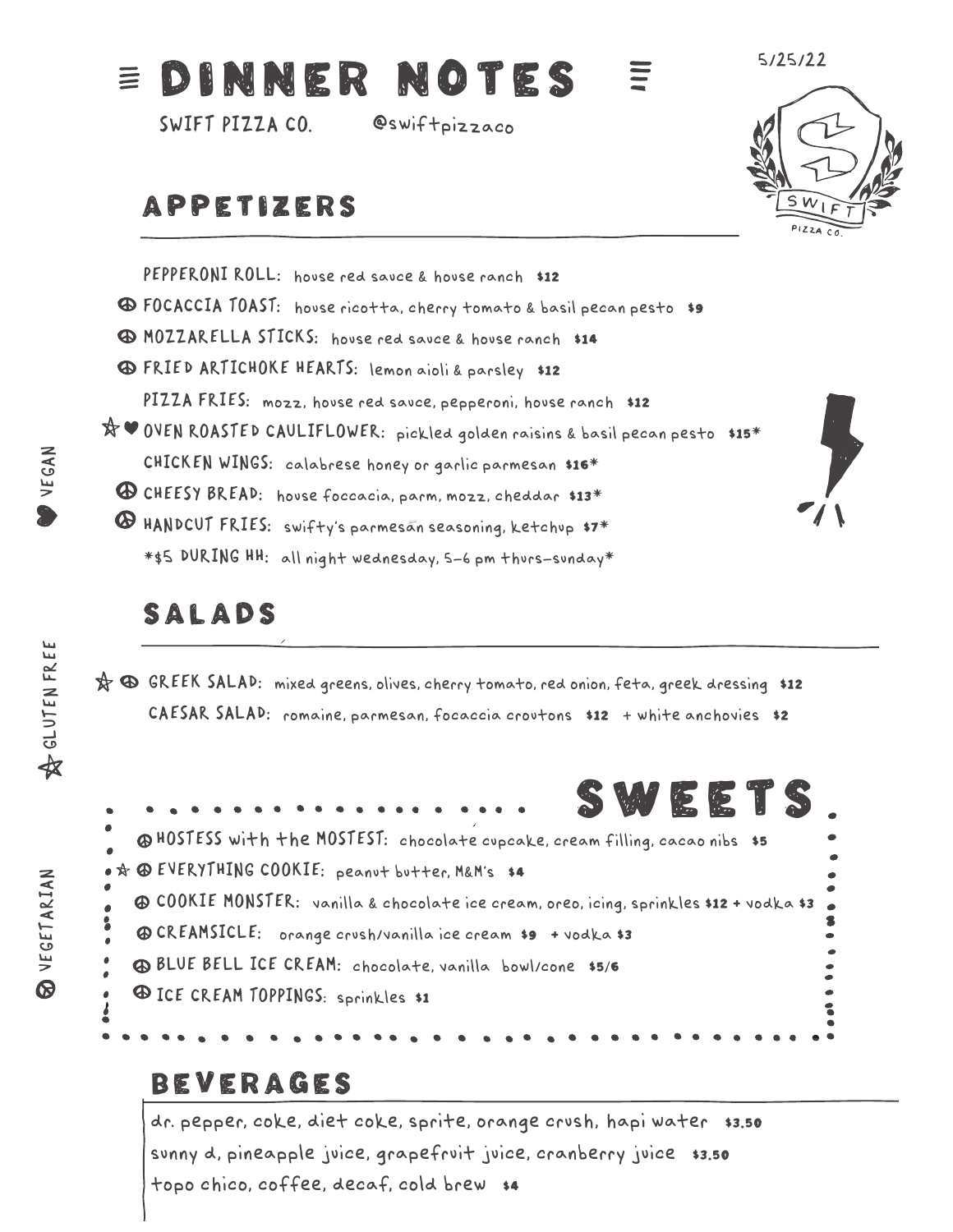# DINNER NOTES

SWIFT PIZZA CO. @swiftpizzaco

5/25/22

## APPETIZERS

- PEPPERONI ROLL: house red sauce & house ranch **$12**
- ☮ FOCACCIA TOAST: house ricotta, cherry tomato & basil pecan pesto **$9**
- ☮ MOZZARELLA STICKS: house red sauce & house ranch **$14**
- ☮ FRIED ARTICHOKE HEARTS: lemon aioli & parsley **$12**
- PIZZA FRIES: mozz, house red sauce, pepperoni, house ranch **$12**
- ☆ ♥ OVEN ROASTED CAULIFLOWER: pickled golden raisins & basil pecan pesto **$15***
- CHICKEN WINGS: calabrese honey or garlic parmesan **$16***
- ☮ CHEESY BREAD: house foccacia, parm, mozz, cheddar **$13***
- ☮ HANDCUT FRIES: swifty's parmesan seasoning, ketchup **$7***

*$5 DURING HH: all night wednesday, 5-6 pm thurs-sunday*

## SALADS

- ☆ ☮ GREEK SALAD: mixed greens, olives, cherry tomato, red onion, feta, greek dressing **$12**
- CAESAR SALAD: romaine, parmesan, focaccia croutons **$12** + white anchovies **$2**

## SWEETS

- ☮ HOSTESS with the MOSTEST: chocolate cupcake, cream filling, cacao nibs **$5**
- ☆ ☮ EVERYTHING COOKIE: peanut butter, M&M's **$4**
- ☮ COOKIE MONSTER: vanilla & chocolate ice cream, oreo, icing, sprinkles **$12** + vodka **$3**
- ☮ CREAMSICLE: orange crush/vanilla ice cream **$9** + vodka **$3**
- ☮ BLUE BELL ICE CREAM: chocolate, vanilla bowl/cone **$5/6**
- ☮ ICE CREAM TOPPINGS: sprinkles **$1**

## BEVERAGES

- dr. pepper, coke, diet coke, sprite, orange crush, hapi water **$3.50**
- sunny d, pineapple juice, grapefruit juice, cranberry juice **$3.50**
- topo chico, coffee, decaf, cold brew **$4**

♥ VEGAN ☆ GLUTEN FREE ☮ VEGETARIAN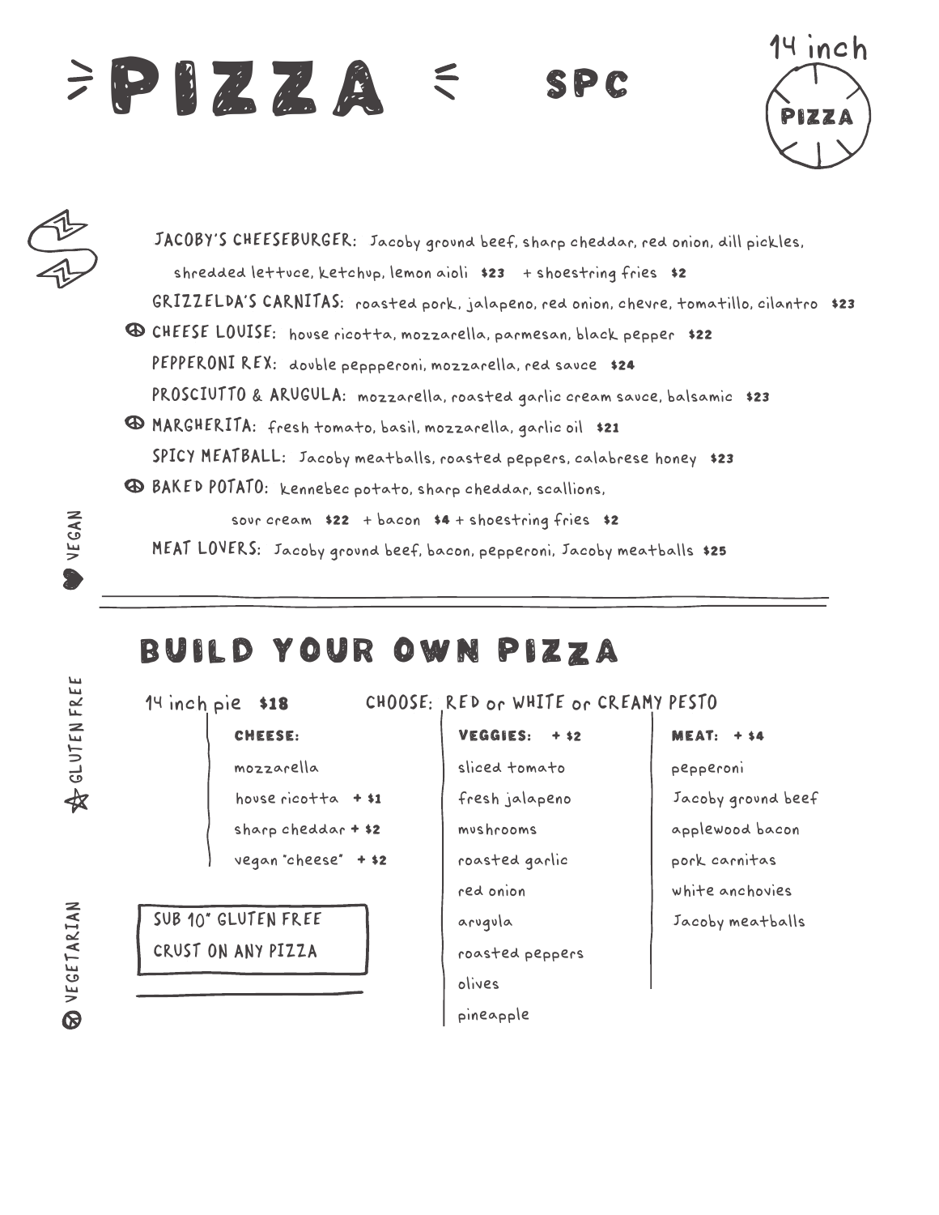# PIZZA

SPC

14 inch

PIZZA

JACOBY'S CHEESEBURGER: Jacoby ground beef, sharp cheddar, red onion, dill pickles, shredded lettuce, ketchup, lemon aioli **$23** + shoestring fries **$2**

GRIZZELDA'S CARNITAS: roasted pork, jalapeno, red onion, chevre, tomatillo, cilantro **$23**

☮ CHEESE LOUISE: house ricotta, mozzarella, parmesan, black pepper **$22**

PEPPERONI REX: double peppperoni, mozzarella, red sauce **$24**

PROSCIUTTO & ARUGULA: mozzarella, roasted garlic cream sauce, balsamic **$23**

☮ MARGHERITA: fresh tomato, basil, mozzarella, garlic oil **$21**

SPICY MEATBALL: Jacoby meatballs, roasted peppers, calabrese honey **$23**

☮ BAKED POTATO: kennebec potato, sharp cheddar, scallions, sour cream **$22** + bacon **$4** + shoestring fries **$2**

MEAT LOVERS: Jacoby ground beef, bacon, pepperoni, Jacoby meatballs **$25**

♥ VEGAN

☆ GLUTEN FREE

☮ VEGETARIAN

## BUILD YOUR OWN PIZZA

14 inch pie **$18**

CHOOSE: RED or WHITE or CREAMY PESTO

**CHEESE:**
- mozzarella
- house ricotta **+ $1**
- sharp cheddar **+ $2**
- vegan "cheese" **+ $2**

**VEGGIES: + $2**
- sliced tomato
- fresh jalapeno
- mushrooms
- roasted garlic
- red onion
- arugula
- roasted peppers
- olives
- pineapple

**MEAT: + $4**
- pepperoni
- Jacoby ground beef
- applewood bacon
- pork carnitas
- white anchovies
- Jacoby meatballs

SUB 10" GLUTEN FREE CRUST ON ANY PIZZA